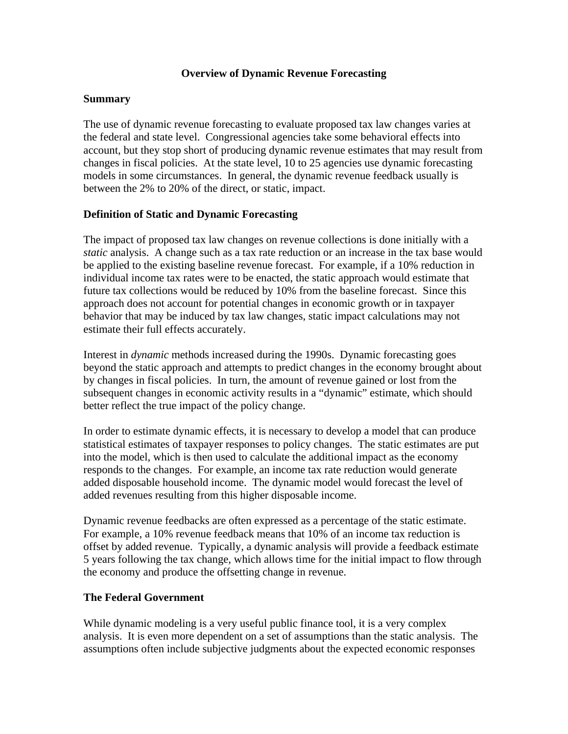# Overview of Dynamic Revenue Forecasting

## Summary

The use of dynamic revenue forecasting to evaluate proposed tax law changes varies at the federal and state level. Congressional agencies take some behavioral effects into account, but they stop short of producing dynamic revenue estimates that may result from changes in fiscal policies. At the state level, 10 to 25 agencies use dynamic forecasting models in some circumstances. In general, the dynamic revenue feedback usually is between the 2% to 20% of the direct, or static, impact.

## Definition of Static and Dynamic Forecasting

The impact of proposed tax law changes on revenue collections is done initially with a *static* analysis. A change such as a tax rate reduction or an increase in the tax base would be applied to the existing baseline revenue forecast. For example, if a 10% reduction in individual income tax rates were to be enacted, the static approach would estimate that future tax collections would be reduced by 10% from the baseline forecast. Since this approach does not account for potential changes in economic growth or in taxpayer behavior that may be induced by tax law changes, static impact calculations may not estimate their full effects accurately.

Interest in *dynamic* methods increased during the 1990s. Dynamic forecasting goes beyond the static approach and attempts to predict changes in the economy brought about by changes in fiscal policies. In turn, the amount of revenue gained or lost from the subsequent changes in economic activity results in a "dynamic" estimate, which should better reflect the true impact of the policy change.

In order to estimate dynamic effects, it is necessary to develop a model that can produce statistical estimates of taxpayer responses to policy changes. The static estimates are put into the model, which is then used to calculate the additional impact as the economy responds to the changes. For example, an income tax rate reduction would generate added disposable household income. The dynamic model would forecast the level of added revenues resulting from this higher disposable income.

Dynamic revenue feedbacks are often expressed as a percentage of the static estimate. For example, a 10% revenue feedback means that 10% of an income tax reduction is offset by added revenue. Typically, a dynamic analysis will provide a feedback estimate 5 years following the tax change, which allows time for the initial impact to flow through the economy and produce the offsetting change in revenue.

## The Federal Government

While dynamic modeling is a very useful public finance tool, it is a very complex analysis. It is even more dependent on a set of assumptions than the static analysis. The assumptions often include subjective judgments about the expected economic responses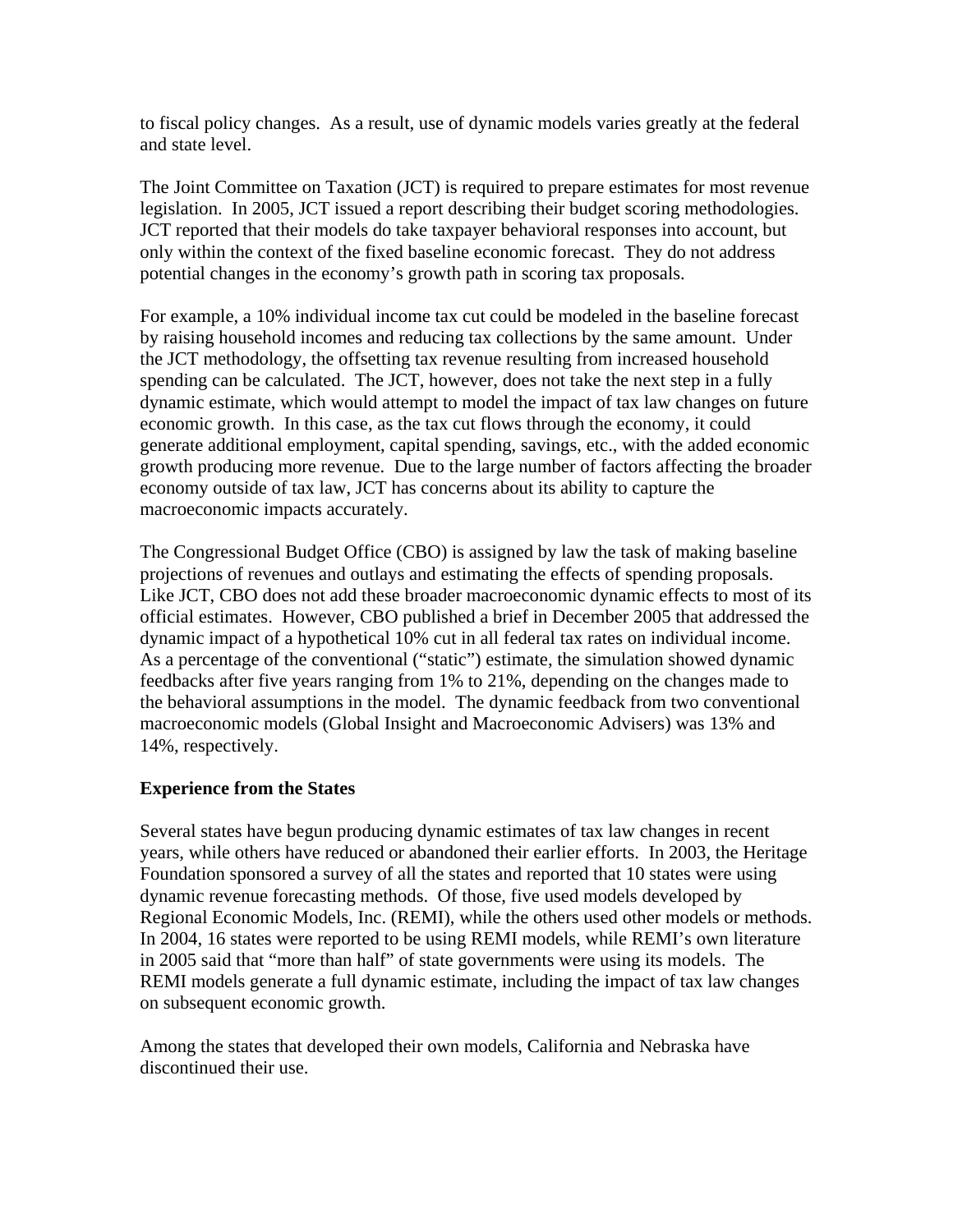to fiscal policy changes. As a result, use of dynamic models varies greatly at the federal and state level.

The Joint Committee on Taxation (JCT) is required to prepare estimates for most revenue legislation. In 2005, JCT issued a report describing their budget scoring methodologies. JCT reported that their models do take taxpayer behavioral responses into account, but only within the context of the fixed baseline economic forecast. They do not address potential changes in the economy's growth path in scoring tax proposals.

For example, a 10% individual income tax cut could be modeled in the baseline forecast by raising household incomes and reducing tax collections by the same amount. Under the JCT methodology, the offsetting tax revenue resulting from increased household spending can be calculated. The JCT, however, does not take the next step in a fully dynamic estimate, which would attempt to model the impact of tax law changes on future economic growth. In this case, as the tax cut flows through the economy, it could generate additional employment, capital spending, savings, etc., with the added economic growth producing more revenue. Due to the large number of factors affecting the broader economy outside of tax law, JCT has concerns about its ability to capture the macroeconomic impacts accurately.

The Congressional Budget Office (CBO) is assigned by law the task of making baseline projections of revenues and outlays and estimating the effects of spending proposals. Like JCT, CBO does not add these broader macroeconomic dynamic effects to most of its official estimates. However, CBO published a brief in December 2005 that addressed the dynamic impact of a hypothetical 10% cut in all federal tax rates on individual income. As a percentage of the conventional ("static") estimate, the simulation showed dynamic feedbacks after five years ranging from 1% to 21%, depending on the changes made to the behavioral assumptions in the model. The dynamic feedback from two conventional macroeconomic models (Global Insight and Macroeconomic Advisers) was 13% and 14%, respectively.

**Experience from the States**

Several states have begun producing dynamic estimates of tax law changes in recent years, while others have reduced or abandoned their earlier efforts. In 2003, the Heritage Foundation sponsored a survey of all the states and reported that 10 states were using dynamic revenue forecasting methods. Of those, five used models developed by Regional Economic Models, Inc. (REMI), while the others used other models or methods. In 2004, 16 states were reported to be using REMI models, while REMI's own literature in 2005 said that "more than half" of state governments were using its models. The REMI models generate a full dynamic estimate, including the impact of tax law changes on subsequent economic growth.

Among the states that developed their own models, California and Nebraska have discontinued their use.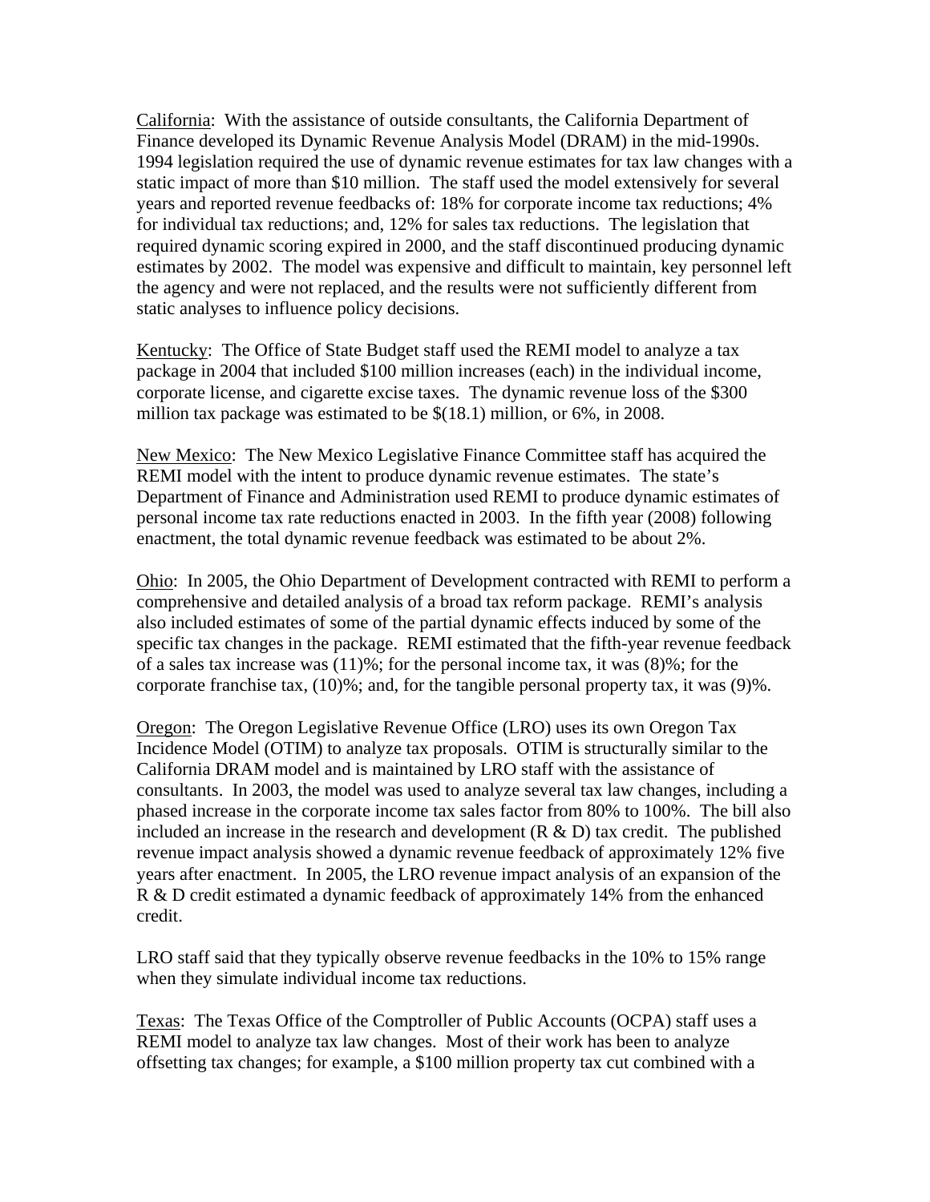California: With the assistance of outside consultants, the California Department of Finance developed its Dynamic Revenue Analysis Model (DRAM) in the mid-1990s. 1994 legislation required the use of dynamic revenue estimates for tax law changes with a static impact of more than $10 million. The staff used the model extensively for several years and reported revenue feedbacks of: 18% for corporate income tax reductions; 4% for individual tax reductions; and, 12% for sales tax reductions. The legislation that required dynamic scoring expired in 2000, and the staff discontinued producing dynamic estimates by 2002. The model was expensive and difficult to maintain, key personnel left the agency and were not replaced, and the results were not sufficiently different from static analyses to influence policy decisions.

Kentucky: The Office of State Budget staff used the REMI model to analyze a tax package in 2004 that included $100 million increases (each) in the individual income, corporate license, and cigarette excise taxes. The dynamic revenue loss of the $300 million tax package was estimated to be $(18.1) million, or 6%, in 2008.

New Mexico: The New Mexico Legislative Finance Committee staff has acquired the REMI model with the intent to produce dynamic revenue estimates. The state's Department of Finance and Administration used REMI to produce dynamic estimates of personal income tax rate reductions enacted in 2003. In the fifth year (2008) following enactment, the total dynamic revenue feedback was estimated to be about 2%.

Ohio: In 2005, the Ohio Department of Development contracted with REMI to perform a comprehensive and detailed analysis of a broad tax reform package. REMI's analysis also included estimates of some of the partial dynamic effects induced by some of the specific tax changes in the package. REMI estimated that the fifth-year revenue feedback of a sales tax increase was (11)%; for the personal income tax, it was (8)%; for the corporate franchise tax, (10)%; and, for the tangible personal property tax, it was (9)%.

Oregon: The Oregon Legislative Revenue Office (LRO) uses its own Oregon Tax Incidence Model (OTIM) to analyze tax proposals. OTIM is structurally similar to the California DRAM model and is maintained by LRO staff with the assistance of consultants. In 2003, the model was used to analyze several tax law changes, including a phased increase in the corporate income tax sales factor from 80% to 100%. The bill also included an increase in the research and development (R & D) tax credit. The published revenue impact analysis showed a dynamic revenue feedback of approximately 12% five years after enactment. In 2005, the LRO revenue impact analysis of an expansion of the R & D credit estimated a dynamic feedback of approximately 14% from the enhanced credit.

LRO staff said that they typically observe revenue feedbacks in the 10% to 15% range when they simulate individual income tax reductions.

Texas: The Texas Office of the Comptroller of Public Accounts (OCPA) staff uses a REMI model to analyze tax law changes. Most of their work has been to analyze offsetting tax changes; for example, a $100 million property tax cut combined with a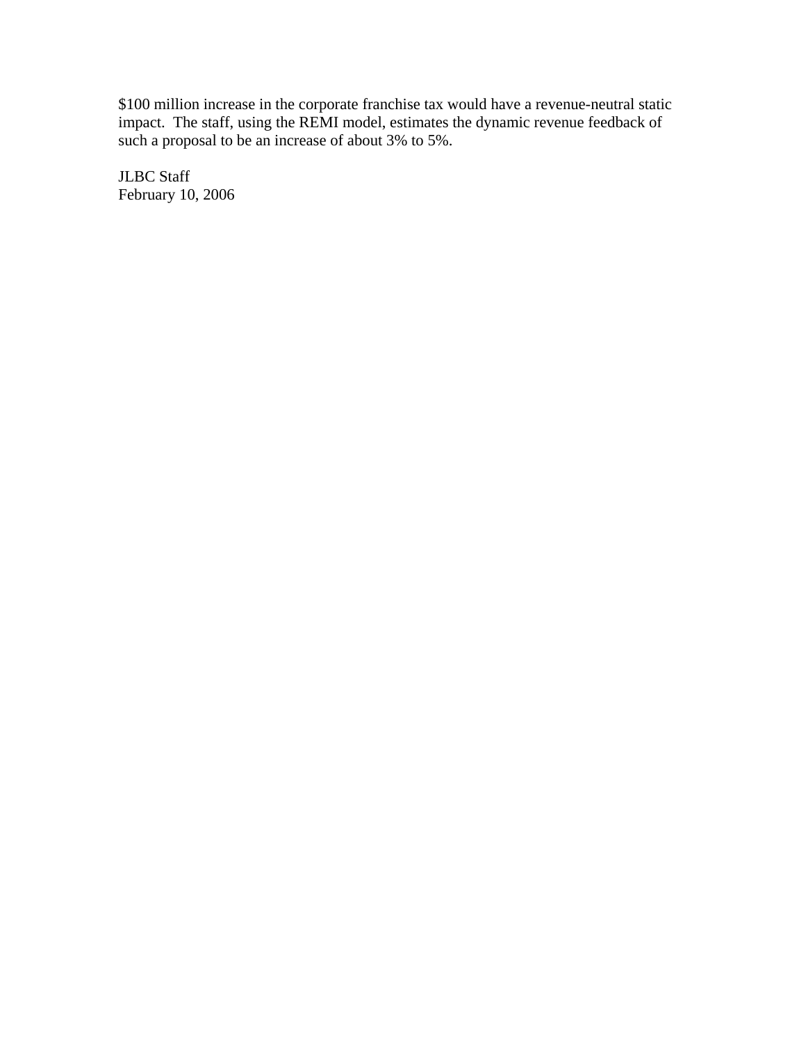$100 million increase in the corporate franchise tax would have a revenue-neutral static impact. The staff, using the REMI model, estimates the dynamic revenue feedback of such a proposal to be an increase of about 3% to 5%.

JLBC Staff
February 10, 2006